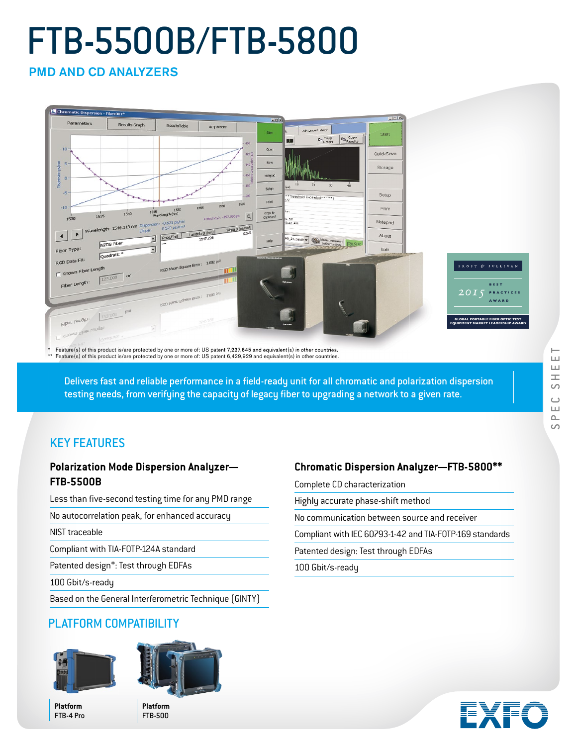# FTB-5500B/FTB-5800

## PMD AND CD ANALYZERS

\* Feature(s) of this product is/are protected by one or more of: US patent 7,227,645 and equivalent(s) in other countries.
\*\* Feature(s) of this product is/are protected by one or more of: US patent 6,429,929 and equivalent(s) in other countries.

Delivers fast and reliable performance in a field-ready unit for all chromatic and polarization dispersion testing needs, from verifying the capacity of legacy fiber to upgrading a network to a given rate.

## KEY FEATURES

### Polarization Mode Dispersion Analyzer—FTB-5500B

- Less than five-second testing time for any PMD range
- No autocorrelation peak, for enhanced accuracy
- NIST traceable
- Compliant with TIA-FOTP-124A standard
- Patented design*: Test through EDFAs
- 100 Gbit/s-ready
- Based on the General Interferometric Technique (GINTY)

### Chromatic Dispersion Analyzer—FTB-5800**

- Complete CD characterization
- Highly accurate phase-shift method
- No communication between source and receiver
- Compliant with IEC 60793-1-42 and TIA-FOTP-169 standards
- Patented design: Test through EDFAs
- 100 Gbit/s-ready

## PLATFORM COMPATIBILITY

**Platform**
FTB-4 Pro

**Platform**
FTB-500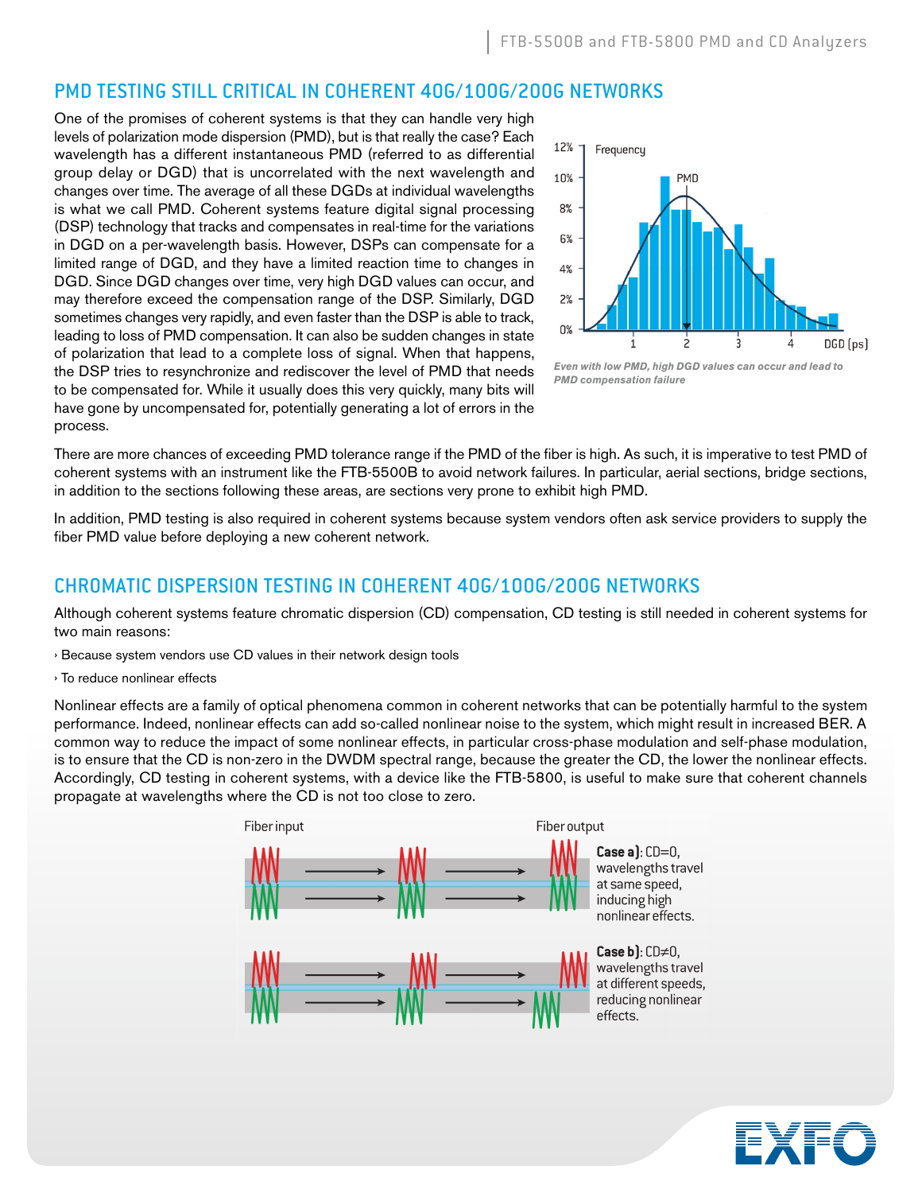## PMD TESTING STILL CRITICAL IN COHERENT 40G/100G/200G NETWORKS

One of the promises of coherent systems is that they can handle very high levels of polarization mode dispersion (PMD), but is that really the case? Each wavelength has a different instantaneous PMD (referred to as differential group delay or DGD) that is uncorrelated with the next wavelength and changes over time. The average of all these DGDs at individual wavelengths is what we call PMD. Coherent systems feature digital signal processing (DSP) technology that tracks and compensates in real-time for the variations in DGD on a per-wavelength basis. However, DSPs can compensate for a limited range of DGD, and they have a limited reaction time to changes in DGD. Since DGD changes over time, very high DGD values can occur, and may therefore exceed the compensation range of the DSP. Similarly, DGD sometimes changes very rapidly, and even faster than the DSP is able to track, leading to loss of PMD compensation. It can also be sudden changes in state of polarization that lead to a complete loss of signal. When that happens, the DSP tries to resynchronize and rediscover the level of PMD that needs to be compensated for. While it usually does this very quickly, many bits will have gone by uncompensated for, potentially generating a lot of errors in the process.

*Even with low PMD, high DGD values can occur and lead to PMD compensation failure*

There are more chances of exceeding PMD tolerance range if the PMD of the fiber is high. As such, it is imperative to test PMD of coherent systems with an instrument like the FTB-5500B to avoid network failures. In particular, aerial sections, bridge sections, in addition to the sections following these areas, are sections very prone to exhibit high PMD.

In addition, PMD testing is also required in coherent systems because system vendors often ask service providers to supply the fiber PMD value before deploying a new coherent network.

## CHROMATIC DISPERSION TESTING IN COHERENT 40G/100G/200G NETWORKS

Although coherent systems feature chromatic dispersion (CD) compensation, CD testing is still needed in coherent systems for two main reasons:

› Because system vendors use CD values in their network design tools

› To reduce nonlinear effects

Nonlinear effects are a family of optical phenomena common in coherent networks that can be potentially harmful to the system performance. Indeed, nonlinear effects can add so-called nonlinear noise to the system, which might result in increased BER. A common way to reduce the impact of some nonlinear effects, in particular cross-phase modulation and self-phase modulation, is to ensure that the CD is non-zero in the DWDM spectral range, because the greater the CD, the lower the nonlinear effects. Accordingly, CD testing in coherent systems, with a device like the FTB-5800, is useful to make sure that coherent channels propagate at wavelengths where the CD is not too close to zero.

**Case a)**: CD=0, wavelengths travel at same speed, inducing high nonlinear effects.

**Case b)**: CD≠0, wavelengths travel at different speeds, reducing nonlinear effects.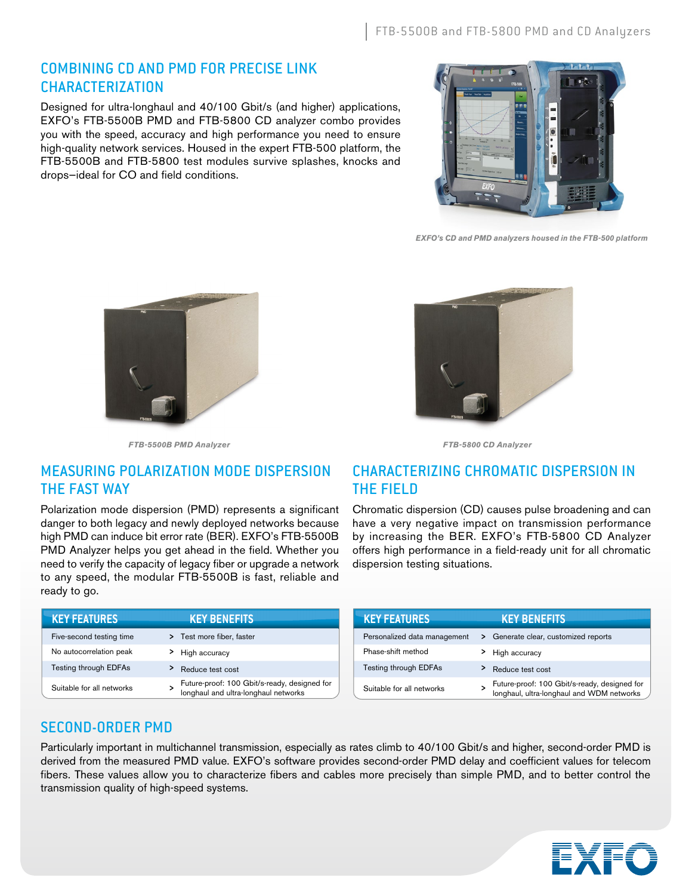## COMBINING CD AND PMD FOR PRECISE LINK CHARACTERIZATION

Designed for ultra-longhaul and 40/100 Gbit/s (and higher) applications, EXFO's FTB-5500B PMD and FTB-5800 CD analyzer combo provides you with the speed, accuracy and high performance you need to ensure high-quality network services. Housed in the expert FTB-500 platform, the FTB-5500B and FTB-5800 test modules survive splashes, knocks and drops—ideal for CO and field conditions.

*EXFO's CD and PMD analyzers housed in the FTB-500 platform*

*FTB-5500B PMD Analyzer*

*FTB-5800 CD Analyzer*

## MEASURING POLARIZATION MODE DISPERSION THE FAST WAY

Polarization mode dispersion (PMD) represents a significant danger to both legacy and newly deployed networks because high PMD can induce bit error rate (BER). EXFO's FTB-5500B PMD Analyzer helps you get ahead in the field. Whether you need to verify the capacity of legacy fiber or upgrade a network to any speed, the modular FTB-5500B is fast, reliable and ready to go.

| KEY FEATURES | KEY BENEFITS |
|---|---|
| Five-second testing time | > Test more fiber, faster |
| No autocorrelation peak | > High accuracy |
| Testing through EDFAs | > Reduce test cost |
| Suitable for all networks | > Future-proof: 100 Gbit/s-ready, designed for longhaul and ultra-longhaul networks |

## CHARACTERIZING CHROMATIC DISPERSION IN THE FIELD

Chromatic dispersion (CD) causes pulse broadening and can have a very negative impact on transmission performance by increasing the BER. EXFO's FTB-5800 CD Analyzer offers high performance in a field-ready unit for all chromatic dispersion testing situations.

| KEY FEATURES | KEY BENEFITS |
|---|---|
| Personalized data management | > Generate clear, customized reports |
| Phase-shift method | > High accuracy |
| Testing through EDFAs | > Reduce test cost |
| Suitable for all networks | > Future-proof: 100 Gbit/s-ready, designed for longhaul, ultra-longhaul and WDM networks |

## SECOND-ORDER PMD

Particularly important in multichannel transmission, especially as rates climb to 40/100 Gbit/s and higher, second-order PMD is derived from the measured PMD value. EXFO's software provides second-order PMD delay and coefficient values for telecom fibers. These values allow you to characterize fibers and cables more precisely than simple PMD, and to better control the transmission quality of high-speed systems.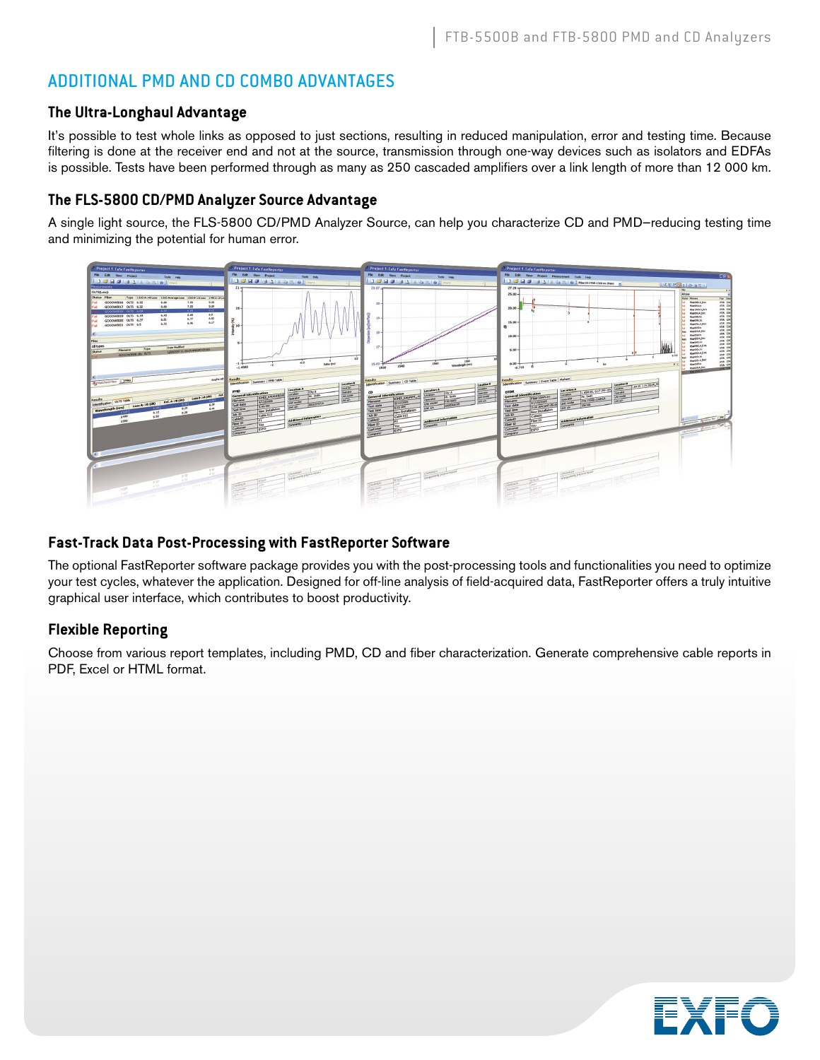## ADDITIONAL PMD AND CD COMBO ADVANTAGES

### The Ultra-Longhaul Advantage

It's possible to test whole links as opposed to just sections, resulting in reduced manipulation, error and testing time. Because filtering is done at the receiver end and not at the source, transmission through one-way devices such as isolators and EDFAs is possible. Tests have been performed through as many as 250 cascaded amplifiers over a link length of more than 12 000 km.

### The FLS-5800 CD/PMD Analyzer Source Advantage

A single light source, the FLS-5800 CD/PMD Analyzer Source, can help you characterize CD and PMD—reducing testing time and minimizing the potential for human error.

### Fast-Track Data Post-Processing with FastReporter Software

The optional FastReporter software package provides you with the post-processing tools and functionalities you need to optimize your test cycles, whatever the application. Designed for off-line analysis of field-acquired data, FastReporter offers a truly intuitive graphical user interface, which contributes to boost productivity.

### Flexible Reporting

Choose from various report templates, including PMD, CD and fiber characterization. Generate comprehensive cable reports in PDF, Excel or HTML format.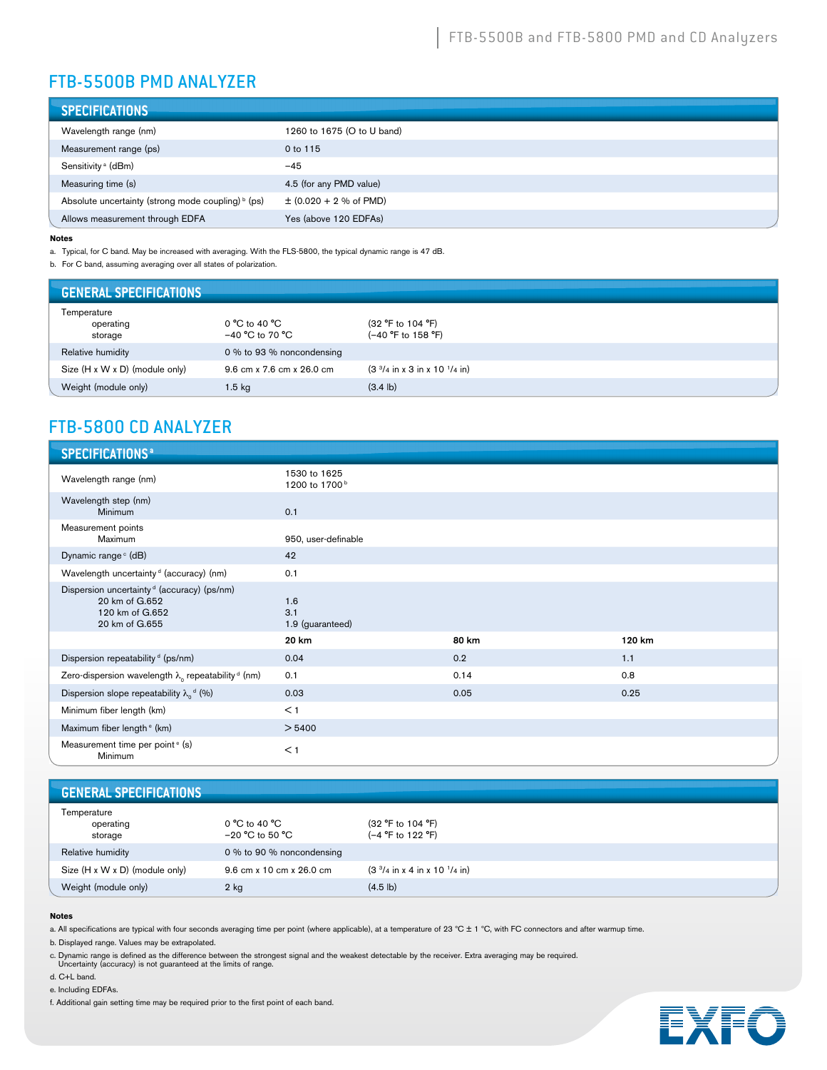# FTB-5500B PMD ANALYZER

## SPECIFICATIONS

| | |
|---|---|
| Wavelength range (nm) | 1260 to 1675 (O to U band) |
| Measurement range (ps) | 0 to 115 |
| Sensitivity [a] (dBm) | −45 |
| Measuring time (s) | 4.5 (for any PMD value) |
| Absolute uncertainty (strong mode coupling) [b] (ps) | ± (0.020 + 2 % of PMD) |
| Allows measurement through EDFA | Yes (above 120 EDFAs) |

**Notes**

a. Typical, for C band. May be increased with averaging. With the FLS-5800, the typical dynamic range is 47 dB.

b. For C band, assuming averaging over all states of polarization.

## GENERAL SPECIFICATIONS

| | | |
|---|---|---|
| Temperature<br>operating<br>storage | <br>0 °C to 40 °C<br>−40 °C to 70 °C | <br>(32 °F to 104 °F)<br>(−40 °F to 158 °F) |
| Relative humidity | 0 % to 93 % noncondensing | |
| Size (H x W x D) (module only) | 9.6 cm x 7.6 cm x 26.0 cm | (3 3/4 in x 3 in x 10 1/4 in) |
| Weight (module only) | 1.5 kg | (3.4 lb) |

# FTB-5800 CD ANALYZER

## SPECIFICATIONS [a]

| | | | |
|---|---|---|---|
| Wavelength range (nm) | 1530 to 1625<br>1200 to 1700 [b] | | |
| Wavelength step (nm)<br>Minimum | <br>0.1 | | |
| Measurement points<br>Maximum | <br>950, user-definable | | |
| Dynamic range [c] (dB) | 42 | | |
| Wavelength uncertainty [d] (accuracy) (nm) | 0.1 | | |
| Dispersion uncertainty [d] (accuracy) (ps/nm)<br>20 km of G.652<br>120 km of G.652<br>20 km of G.655 | <br>1.6<br>3.1<br>1.9 (guaranteed) | | |
| | **20 km** | **80 km** | **120 km** |
| Dispersion repeatability [d] (ps/nm) | 0.04 | 0.2 | 1.1 |
| Zero-dispersion wavelength $\lambda_0$ repeatability [d] (nm) | 0.1 | 0.14 | 0.8 |
| Dispersion slope repeatability $\lambda_0$ [d] (%) | 0.03 | 0.05 | 0.25 |
| Minimum fiber length (km) | < 1 | | |
| Maximum fiber length [e] (km) | > 5400 | | |
| Measurement time per point [e] (s)<br>Minimum | < 1 | | |

## GENERAL SPECIFICATIONS

| | | |
|---|---|---|
| Temperature<br>operating<br>storage | <br>0 °C to 40 °C<br>−20 °C to 50 °C | <br>(32 °F to 104 °F)<br>(−4 °F to 122 °F) |
| Relative humidity | 0 % to 90 % noncondensing | |
| Size (H x W x D) (module only) | 9.6 cm x 10 cm x 26.0 cm | (3 3/4 in x 4 in x 10 1/4 in) |
| Weight (module only) | 2 kg | (4.5 lb) |

**Notes**

a. All specifications are typical with four seconds averaging time per point (where applicable), at a temperature of 23 °C ± 1 °C, with FC connectors and after warmup time.

b. Displayed range. Values may be extrapolated.

c. Dynamic range is defined as the difference between the strongest signal and the weakest detectable by the receiver. Extra averaging may be required. Uncertainty (accuracy) is not guaranteed at the limits of range.

d. C+L band.

e. Including EDFAs.

f. Additional gain setting time may be required prior to the first point of each band.

EXFO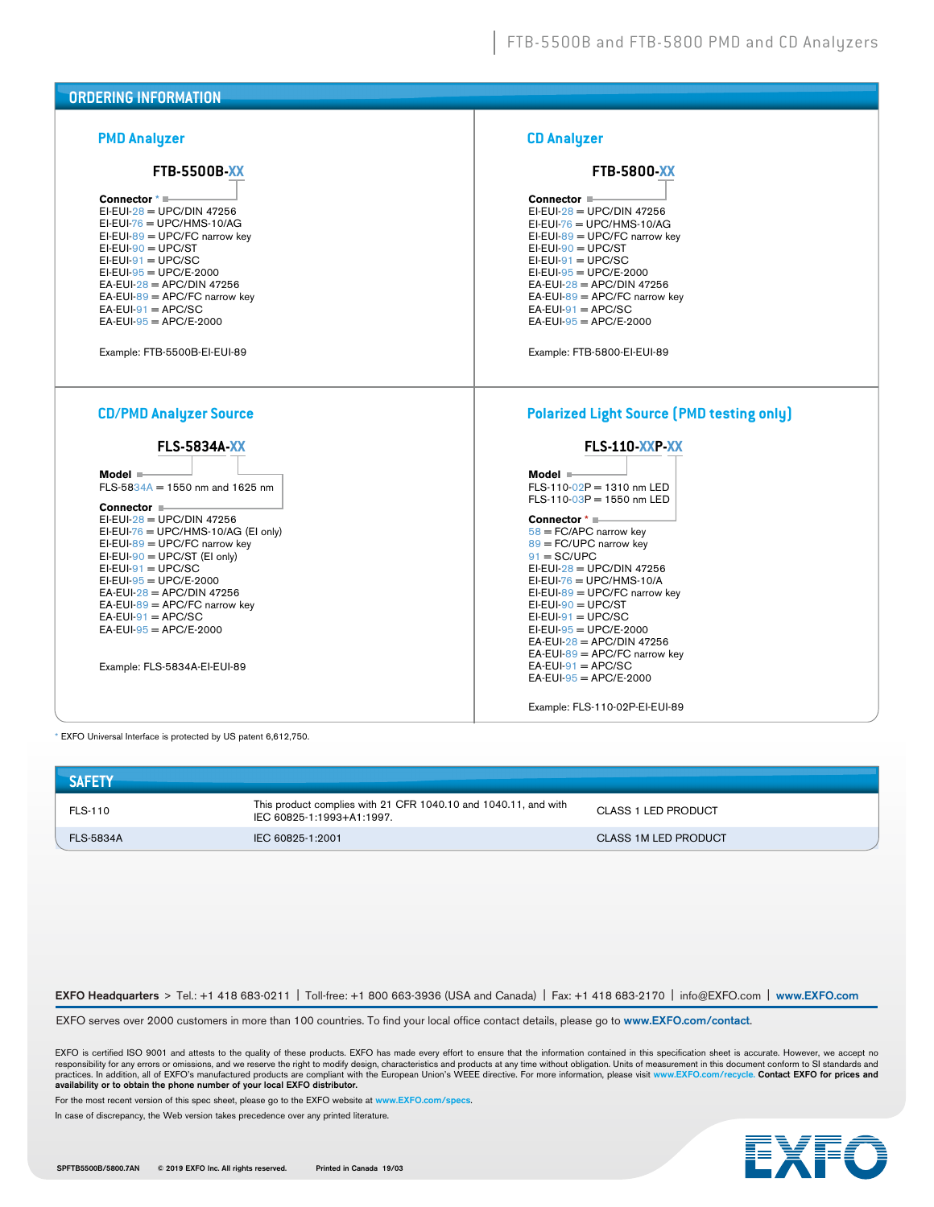## ORDERING INFORMATION

### PMD Analyzer

**FTB-5500B-XX**

**Connector** *
EI-EUI-28 = UPC/DIN 47256
EI-EUI-76 = UPC/HMS-10/AG
EI-EUI-89 = UPC/FC narrow key
EI-EUI-90 = UPC/ST
EI-EUI-91 = UPC/SC
EI-EUI-95 = UPC/E-2000
EA-EUI-28 = APC/DIN 47256
EA-EUI-89 = APC/FC narrow key
EA-EUI-91 = APC/SC
EA-EUI-95 = APC/E-2000

Example: FTB-5500B-EI-EUI-89

### CD Analyzer

**FTB-5800-XX**

**Connector**
EI-EUI-28 = UPC/DIN 47256
EI-EUI-76 = UPC/HMS-10/AG
EI-EUI-89 = UPC/FC narrow key
EI-EUI-90 = UPC/ST
EI-EUI-91 = UPC/SC
EI-EUI-95 = UPC/E-2000
EA-EUI-28 = APC/DIN 47256
EA-EUI-89 = APC/FC narrow key
EA-EUI-91 = APC/SC
EA-EUI-95 = APC/E-2000

Example: FTB-5800-EI-EUI-89

### CD/PMD Analyzer Source

**FLS-5834A-XX**

**Model**
FLS-5834A = 1550 nm and 1625 nm

**Connector**
EI-EUI-28 = UPC/DIN 47256
EI-EUI-76 = UPC/HMS-10/AG (EI only)
EI-EUI-89 = UPC/FC narrow key
EI-EUI-90 = UPC/ST (EI only)
EI-EUI-91 = UPC/SC
EI-EUI-95 = UPC/E-2000
EA-EUI-28 = APC/DIN 47256
EA-EUI-89 = APC/FC narrow key
EA-EUI-91 = APC/SC
EA-EUI-95 = APC/E-2000

Example: FLS-5834A-EI-EUI-89

### Polarized Light Source (PMD testing only)

**FLS-110-XXP-XX**

**Model**
FLS-110-02P = 1310 nm LED
FLS-110-03P = 1550 nm LED

**Connector** *
58 = FC/APC narrow key
89 = FC/UPC narrow key
91 = SC/UPC
EI-EUI-28 = UPC/DIN 47256
EI-EUI-76 = UPC/HMS-10/A
EI-EUI-89 = UPC/FC narrow key
EI-EUI-90 = UPC/ST
EI-EUI-91 = UPC/SC
EI-EUI-95 = UPC/E-2000
EA-EUI-28 = APC/DIN 47256
EA-EUI-89 = APC/FC narrow key
EA-EUI-91 = APC/SC
EA-EUI-95 = APC/E-2000

Example: FLS-110-02P-EI-EUI-89

* EXFO Universal Interface is protected by US patent 6,612,750.

## SAFETY

| | | |
|---|---|---|
| FLS-110 | This product complies with 21 CFR 1040.10 and 1040.11, and with IEC 60825-1:1993+A1:1997. | CLASS 1 LED PRODUCT |
| FLS-5834A | IEC 60825-1:2001 | CLASS 1M LED PRODUCT |

**EXFO Headquarters** > Tel.: +1 418 683-0211 | Toll-free: +1 800 663-3936 (USA and Canada) | Fax: +1 418 683-2170 | info@EXFO.com | **www.EXFO.com**

EXFO serves over 2000 customers in more than 100 countries. To find your local office contact details, please go to **www.EXFO.com/contact**.

EXFO is certified ISO 9001 and attests to the quality of these products. EXFO has made every effort to ensure that the information contained in this specification sheet is accurate. However, we accept no responsibility for any errors or omissions, and we reserve the right to modify design, characteristics and products at any time without obligation. Units of measurement in this document conform to SI standards and practices. In addition, all of EXFO's manufactured products are compliant with the European Union's WEEE directive. For more information, please visit www.EXFO.com/recycle. **Contact EXFO for prices and availability or to obtain the phone number of your local EXFO distributor.**

For the most recent version of this spec sheet, please go to the EXFO website at www.EXFO.com/specs.

In case of discrepancy, the Web version takes precedence over any printed literature.

SPFTB5500B/5800.7AN © 2019 EXFO Inc. All rights reserved. Printed in Canada 19/03